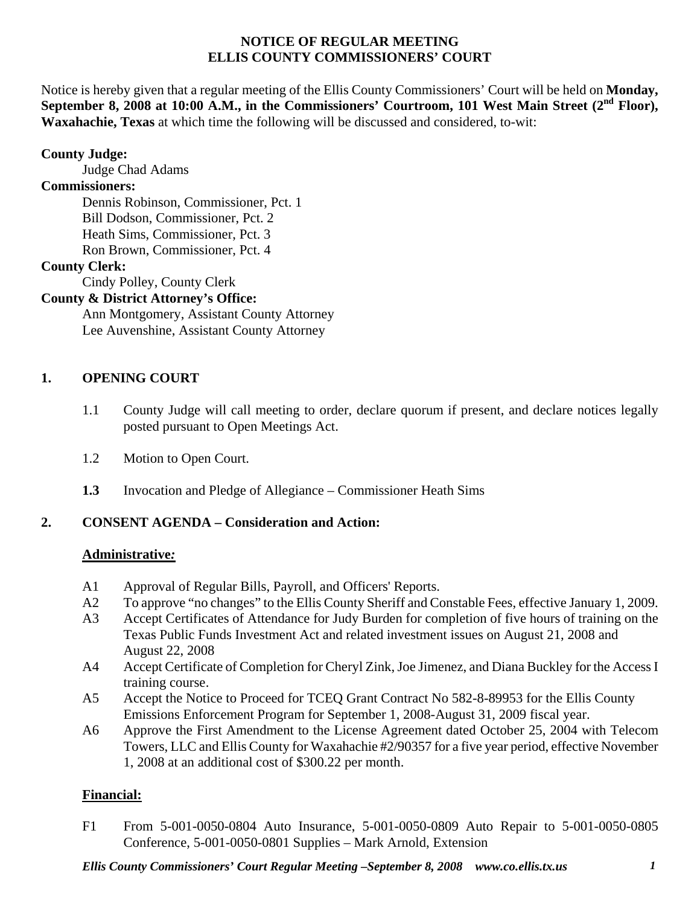# NOTICE OF REGULAR MEETING
# ELLIS COUNTY COMMISSIONERS' COURT

Notice is hereby given that a regular meeting of the Ellis County Commissioners' Court will be held on **Monday, September 8, 2008 at 10:00 A.M., in the Commissioners' Courtroom, 101 West Main Street (2nd Floor), Waxahachie, Texas** at which time the following will be discussed and considered, to-wit:

**County Judge:**
Judge Chad Adams

**Commissioners:**
Dennis Robinson, Commissioner, Pct. 1
Bill Dodson, Commissioner, Pct. 2
Heath Sims, Commissioner, Pct. 3
Ron Brown, Commissioner, Pct. 4

**County Clerk:**
Cindy Polley, County Clerk

**County & District Attorney's Office:**
Ann Montgomery, Assistant County Attorney
Lee Auvenshine, Assistant County Attorney

## 1. OPENING COURT

1.1 County Judge will call meeting to order, declare quorum if present, and declare notices legally posted pursuant to Open Meetings Act.

1.2 Motion to Open Court.

**1.3** Invocation and Pledge of Allegiance – Commissioner Heath Sims

## 2. CONSENT AGENDA – Consideration and Action:

**Administrative*:***

A1 Approval of Regular Bills, Payroll, and Officers' Reports.

A2 To approve "no changes" to the Ellis County Sheriff and Constable Fees, effective January 1, 2009.

A3 Accept Certificates of Attendance for Judy Burden for completion of five hours of training on the Texas Public Funds Investment Act and related investment issues on August 21, 2008 and August 22, 2008

A4 Accept Certificate of Completion for Cheryl Zink, Joe Jimenez, and Diana Buckley for the Access I training course.

A5 Accept the Notice to Proceed for TCEQ Grant Contract No 582-8-89953 for the Ellis County Emissions Enforcement Program for September 1, 2008-August 31, 2009 fiscal year.

A6 Approve the First Amendment to the License Agreement dated October 25, 2004 with Telecom Towers, LLC and Ellis County for Waxahachie #2/90357 for a five year period, effective November 1, 2008 at an additional cost of $300.22 per month.

**Financial:**

F1 From 5-001-0050-0804 Auto Insurance, 5-001-0050-0809 Auto Repair to 5-001-0050-0805 Conference, 5-001-0050-0801 Supplies – Mark Arnold, Extension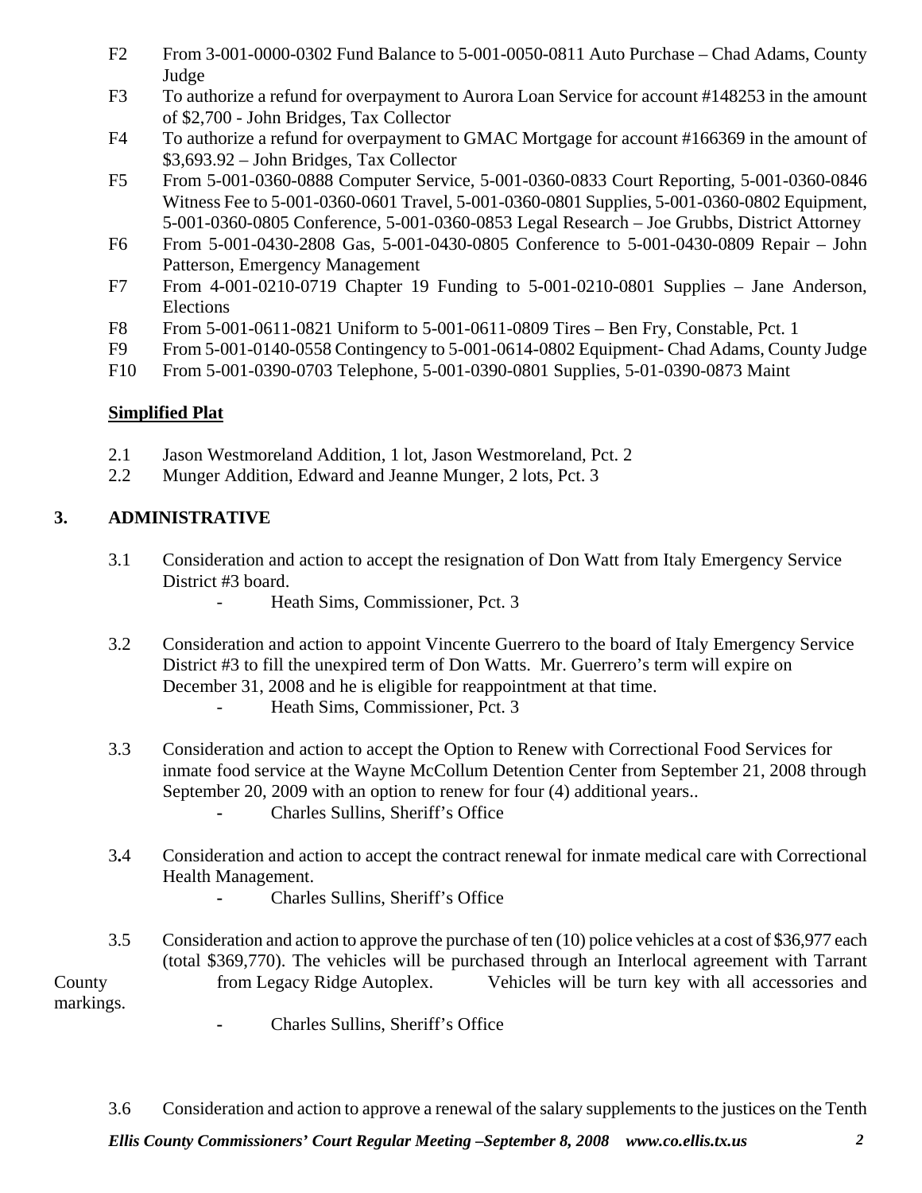- F2 From 3-001-0000-0302 Fund Balance to 5-001-0050-0811 Auto Purchase – Chad Adams, County Judge
- F3 To authorize a refund for overpayment to Aurora Loan Service for account #148253 in the amount of $2,700 - John Bridges, Tax Collector
- F4 To authorize a refund for overpayment to GMAC Mortgage for account #166369 in the amount of $3,693.92 – John Bridges, Tax Collector
- F5 From 5-001-0360-0888 Computer Service, 5-001-0360-0833 Court Reporting, 5-001-0360-0846 Witness Fee to 5-001-0360-0601 Travel, 5-001-0360-0801 Supplies, 5-001-0360-0802 Equipment, 5-001-0360-0805 Conference, 5-001-0360-0853 Legal Research – Joe Grubbs, District Attorney
- F6 From 5-001-0430-2808 Gas, 5-001-0430-0805 Conference to 5-001-0430-0809 Repair – John Patterson, Emergency Management
- F7 From 4-001-0210-0719 Chapter 19 Funding to 5-001-0210-0801 Supplies – Jane Anderson, Elections
- F8 From 5-001-0611-0821 Uniform to 5-001-0611-0809 Tires – Ben Fry, Constable, Pct. 1
- F9 From 5-001-0140-0558 Contingency to 5-001-0614-0802 Equipment- Chad Adams, County Judge
- F10 From 5-001-0390-0703 Telephone, 5-001-0390-0801 Supplies, 5-01-0390-0873 Maint

**Simplified Plat**

- 2.1 Jason Westmoreland Addition, 1 lot, Jason Westmoreland, Pct. 2
- 2.2 Munger Addition, Edward and Jeanne Munger, 2 lots, Pct. 3

## 3. ADMINISTRATIVE

3.1 Consideration and action to accept the resignation of Don Watt from Italy Emergency Service District #3 board.
- Heath Sims, Commissioner, Pct. 3

3.2 Consideration and action to appoint Vincente Guerrero to the board of Italy Emergency Service District #3 to fill the unexpired term of Don Watts. Mr. Guerrero's term will expire on December 31, 2008 and he is eligible for reappointment at that time.
- Heath Sims, Commissioner, Pct. 3

3.3 Consideration and action to accept the Option to Renew with Correctional Food Services for inmate food service at the Wayne McCollum Detention Center from September 21, 2008 through September 20, 2009 with an option to renew for four (4) additional years..
- Charles Sullins, Sheriff's Office

3.4 Consideration and action to accept the contract renewal for inmate medical care with Correctional Health Management.
- Charles Sullins, Sheriff's Office

3.5 Consideration and action to approve the purchase of ten (10) police vehicles at a cost of $36,977 each (total $369,770). The vehicles will be purchased through an Interlocal agreement with Tarrant County from Legacy Ridge Autoplex. Vehicles will be turn key with all accessories and markings.
- Charles Sullins, Sheriff's Office

3.6 Consideration and action to approve a renewal of the salary supplements to the justices on the Tenth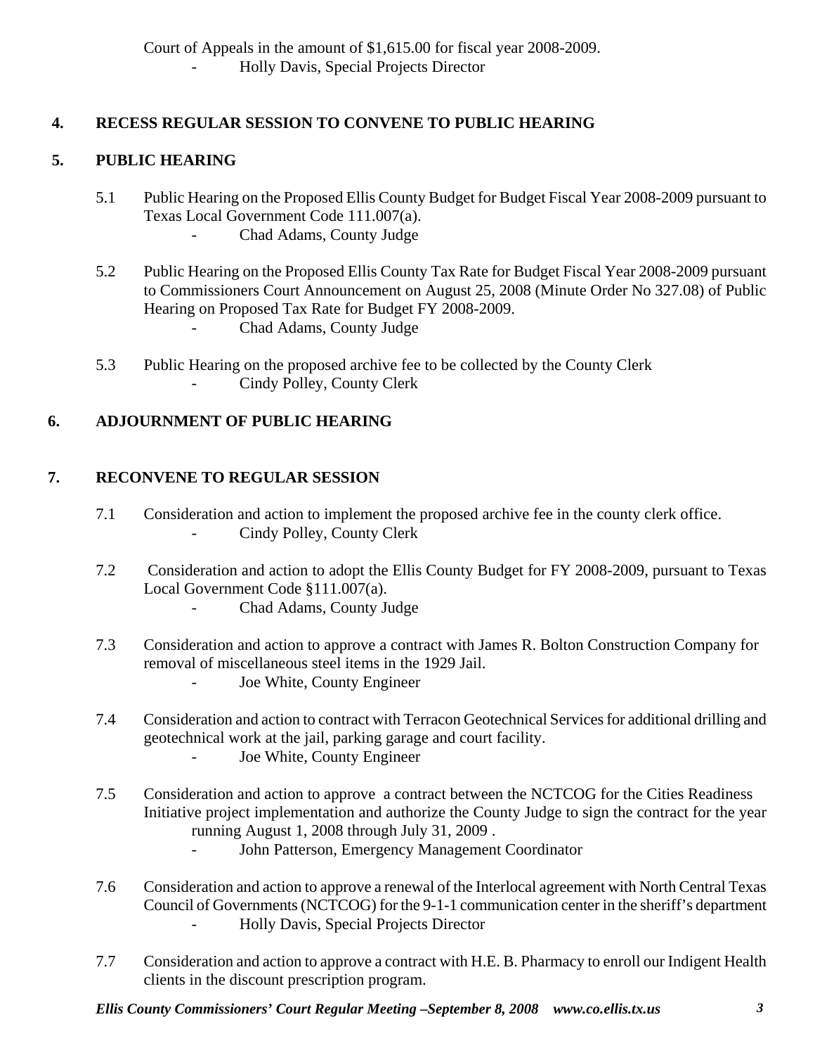Court of Appeals in the amount of $1,615.00 for fiscal year 2008-2009.

- Holly Davis, Special Projects Director

**4. RECESS REGULAR SESSION TO CONVENE TO PUBLIC HEARING**

**5. PUBLIC HEARING**

5.1 Public Hearing on the Proposed Ellis County Budget for Budget Fiscal Year 2008-2009 pursuant to Texas Local Government Code 111.007(a).

- Chad Adams, County Judge

5.2 Public Hearing on the Proposed Ellis County Tax Rate for Budget Fiscal Year 2008-2009 pursuant to Commissioners Court Announcement on August 25, 2008 (Minute Order No 327.08) of Public Hearing on Proposed Tax Rate for Budget FY 2008-2009.

- Chad Adams, County Judge

5.3 Public Hearing on the proposed archive fee to be collected by the County Clerk

- Cindy Polley, County Clerk

**6. ADJOURNMENT OF PUBLIC HEARING**

**7. RECONVENE TO REGULAR SESSION**

7.1 Consideration and action to implement the proposed archive fee in the county clerk office.

- Cindy Polley, County Clerk

7.2 Consideration and action to adopt the Ellis County Budget for FY 2008-2009, pursuant to Texas Local Government Code §111.007(a).

- Chad Adams, County Judge

7.3 Consideration and action to approve a contract with James R. Bolton Construction Company for removal of miscellaneous steel items in the 1929 Jail.

- Joe White, County Engineer

7.4 Consideration and action to contract with Terracon Geotechnical Services for additional drilling and geotechnical work at the jail, parking garage and court facility.

- Joe White, County Engineer

7.5 Consideration and action to approve a contract between the NCTCOG for the Cities Readiness Initiative project implementation and authorize the County Judge to sign the contract for the year running August 1, 2008 through July 31, 2009 .

- John Patterson, Emergency Management Coordinator

7.6 Consideration and action to approve a renewal of the Interlocal agreement with North Central Texas Council of Governments (NCTCOG) for the 9-1-1 communication center in the sheriff's department

- Holly Davis, Special Projects Director

7.7 Consideration and action to approve a contract with H.E. B. Pharmacy to enroll our Indigent Health clients in the discount prescription program.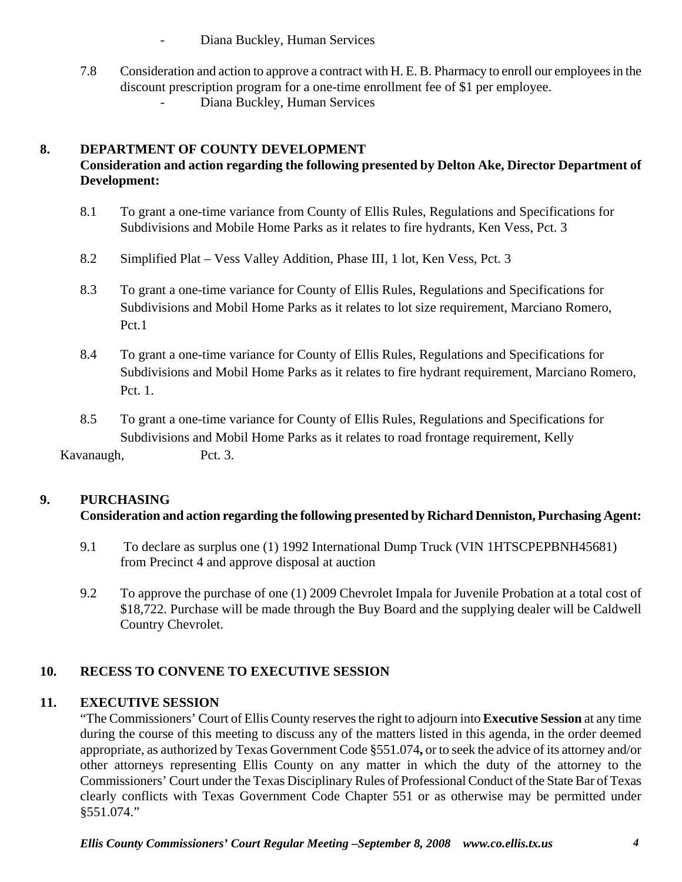- Diana Buckley, Human Services

7.8 Consideration and action to approve a contract with H. E. B. Pharmacy to enroll our employees in the discount prescription program for a one-time enrollment fee of $1 per employee.
- Diana Buckley, Human Services

## 8. DEPARTMENT OF COUNTY DEVELOPMENT

**Consideration and action regarding the following presented by Delton Ake, Director Department of Development:**

8.1 To grant a one-time variance from County of Ellis Rules, Regulations and Specifications for Subdivisions and Mobile Home Parks as it relates to fire hydrants, Ken Vess, Pct. 3

8.2 Simplified Plat – Vess Valley Addition, Phase III, 1 lot, Ken Vess, Pct. 3

8.3 To grant a one-time variance for County of Ellis Rules, Regulations and Specifications for Subdivisions and Mobil Home Parks as it relates to lot size requirement, Marciano Romero, Pct.1

8.4 To grant a one-time variance for County of Ellis Rules, Regulations and Specifications for Subdivisions and Mobil Home Parks as it relates to fire hydrant requirement, Marciano Romero, Pct. 1.

8.5 To grant a one-time variance for County of Ellis Rules, Regulations and Specifications for Subdivisions and Mobil Home Parks as it relates to road frontage requirement, Kelly Kavanaugh, Pct. 3.

## 9. PURCHASING

**Consideration and action regarding the following presented by Richard Denniston, Purchasing Agent:**

9.1 To declare as surplus one (1) 1992 International Dump Truck (VIN 1HTSCPEPBNH45681) from Precinct 4 and approve disposal at auction

9.2 To approve the purchase of one (1) 2009 Chevrolet Impala for Juvenile Probation at a total cost of $18,722. Purchase will be made through the Buy Board and the supplying dealer will be Caldwell Country Chevrolet.

## 10. RECESS TO CONVENE TO EXECUTIVE SESSION

## 11. EXECUTIVE SESSION

"The Commissioners' Court of Ellis County reserves the right to adjourn into **Executive Session** at any time during the course of this meeting to discuss any of the matters listed in this agenda, in the order deemed appropriate, as authorized by Texas Government Code §551.074**,** or to seek the advice of its attorney and/or other attorneys representing Ellis County on any matter in which the duty of the attorney to the Commissioners' Court under the Texas Disciplinary Rules of Professional Conduct of the State Bar of Texas clearly conflicts with Texas Government Code Chapter 551 or as otherwise may be permitted under §551.074."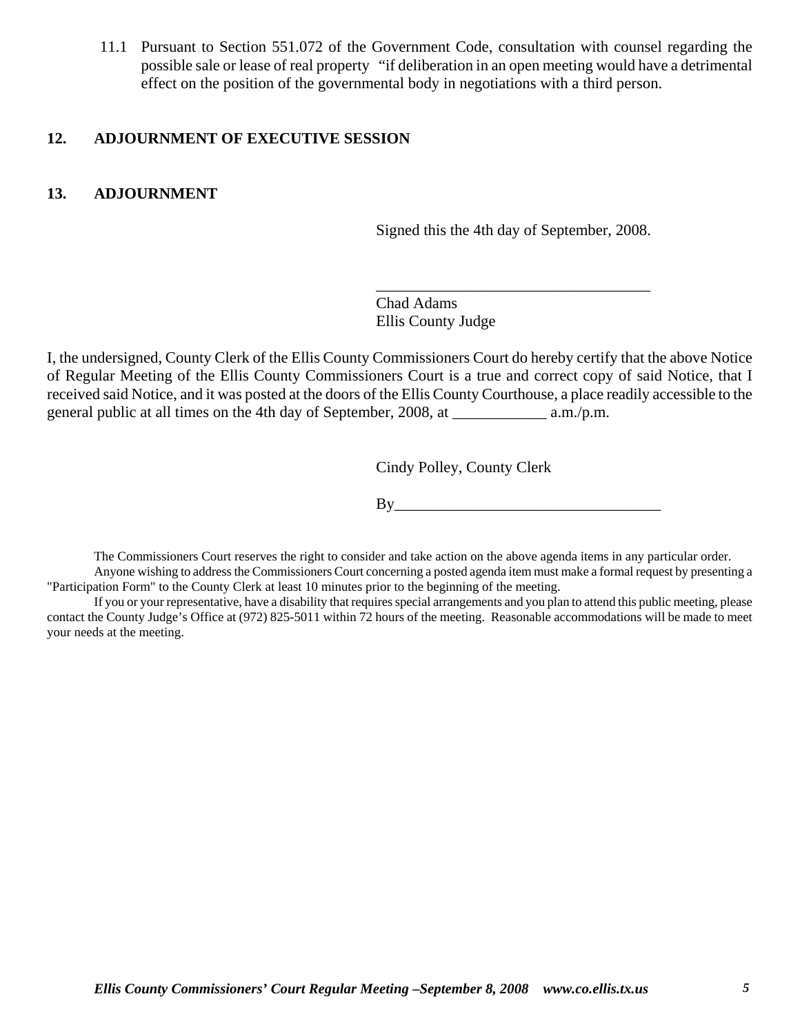11.1 Pursuant to Section 551.072 of the Government Code, consultation with counsel regarding the possible sale or lease of real property "if deliberation in an open meeting would have a detrimental effect on the position of the governmental body in negotiations with a third person.

**12. ADJOURNMENT OF EXECUTIVE SESSION**

**13. ADJOURNMENT**

Signed this the 4th day of September, 2008.

___________________________________
Chad Adams
Ellis County Judge

I, the undersigned, County Clerk of the Ellis County Commissioners Court do hereby certify that the above Notice of Regular Meeting of the Ellis County Commissioners Court is a true and correct copy of said Notice, that I received said Notice, and it was posted at the doors of the Ellis County Courthouse, a place readily accessible to the general public at all times on the 4th day of September, 2008, at ____________ a.m./p.m.

Cindy Polley, County Clerk

By_________________________________

The Commissioners Court reserves the right to consider and take action on the above agenda items in any particular order.

Anyone wishing to address the Commissioners Court concerning a posted agenda item must make a formal request by presenting a "Participation Form" to the County Clerk at least 10 minutes prior to the beginning of the meeting.

If you or your representative, have a disability that requires special arrangements and you plan to attend this public meeting, please contact the County Judge's Office at (972) 825-5011 within 72 hours of the meeting. Reasonable accommodations will be made to meet your needs at the meeting.